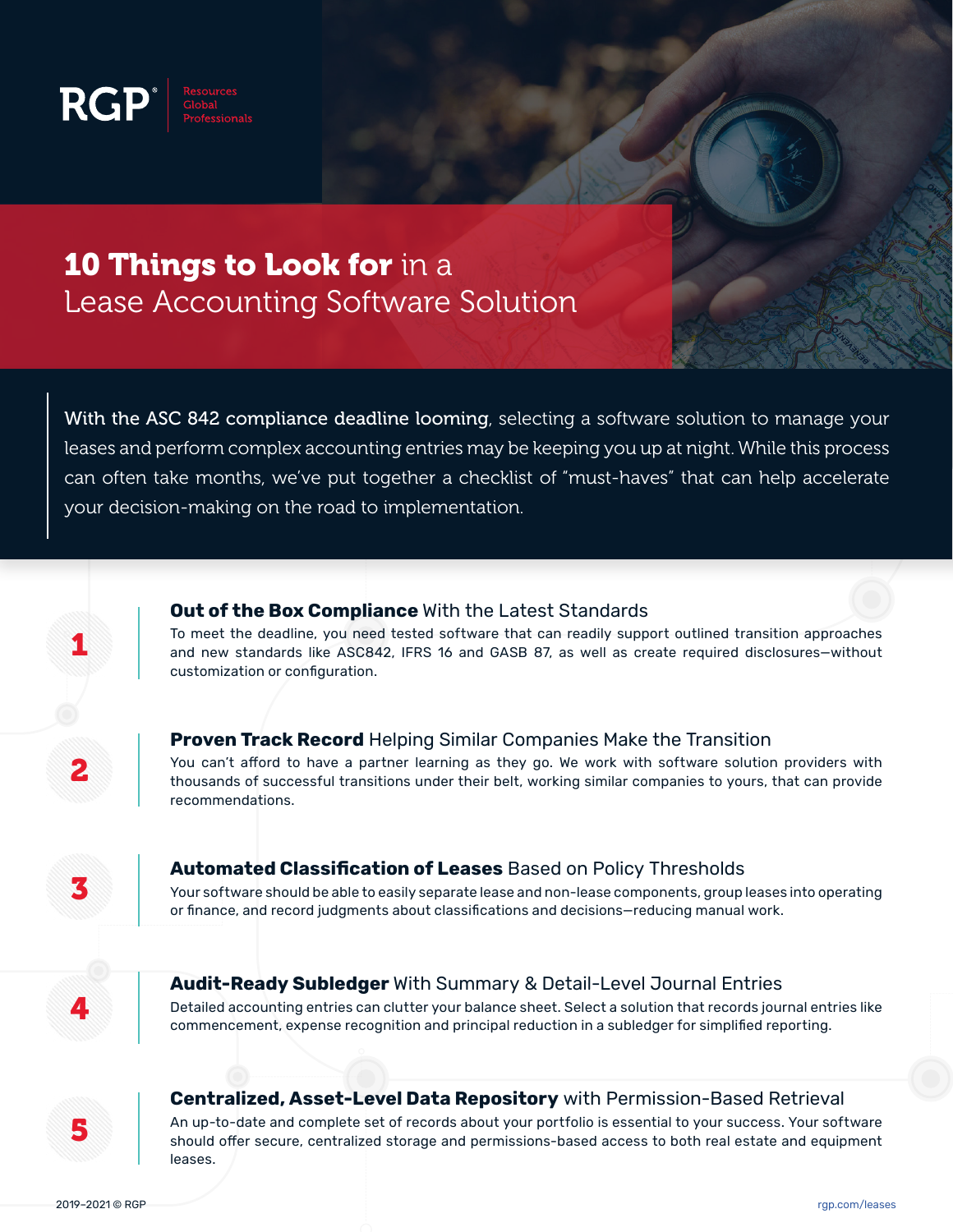RGP® Resources Global Professionals

# 10 Things to Look for in a Lease Accounting Software Solution

**With the ASC 842 compliance deadline looming**, selecting a software solution to manage your leases and perform complex accounting entries may be keeping you up at night. While this process can often take months, we've put together a checklist of "must-haves" that can help accelerate your decision-making on the road to implementation.

## 1 **Out of the Box Compliance** With the Latest Standards

To meet the deadline, you need tested software that can readily support outlined transition approaches and new standards like ASC842, IFRS 16 and GASB 87, as well as create required disclosures—without customization or configuration.

## 2 **Proven Track Record** Helping Similar Companies Make the Transition

You can't afford to have a partner learning as they go. We work with software solution providers with thousands of successful transitions under their belt, working similar companies to yours, that can provide recommendations.

## 3 **Automated Classification of Leases** Based on Policy Thresholds

Your software should be able to easily separate lease and non-lease components, group leases into operating or finance, and record judgments about classifications and decisions—reducing manual work.

## 4 **Audit-Ready Subledger** With Summary & Detail-Level Journal Entries

Detailed accounting entries can clutter your balance sheet. Select a solution that records journal entries like commencement, expense recognition and principal reduction in a subledger for simplified reporting.

## 5 **Centralized, Asset-Level Data Repository** with Permission-Based Retrieval

An up-to-date and complete set of records about your portfolio is essential to your success. Your software should offer secure, centralized storage and permissions-based access to both real estate and equipment leases.

2019–2021 © RGP

rgp.com/leases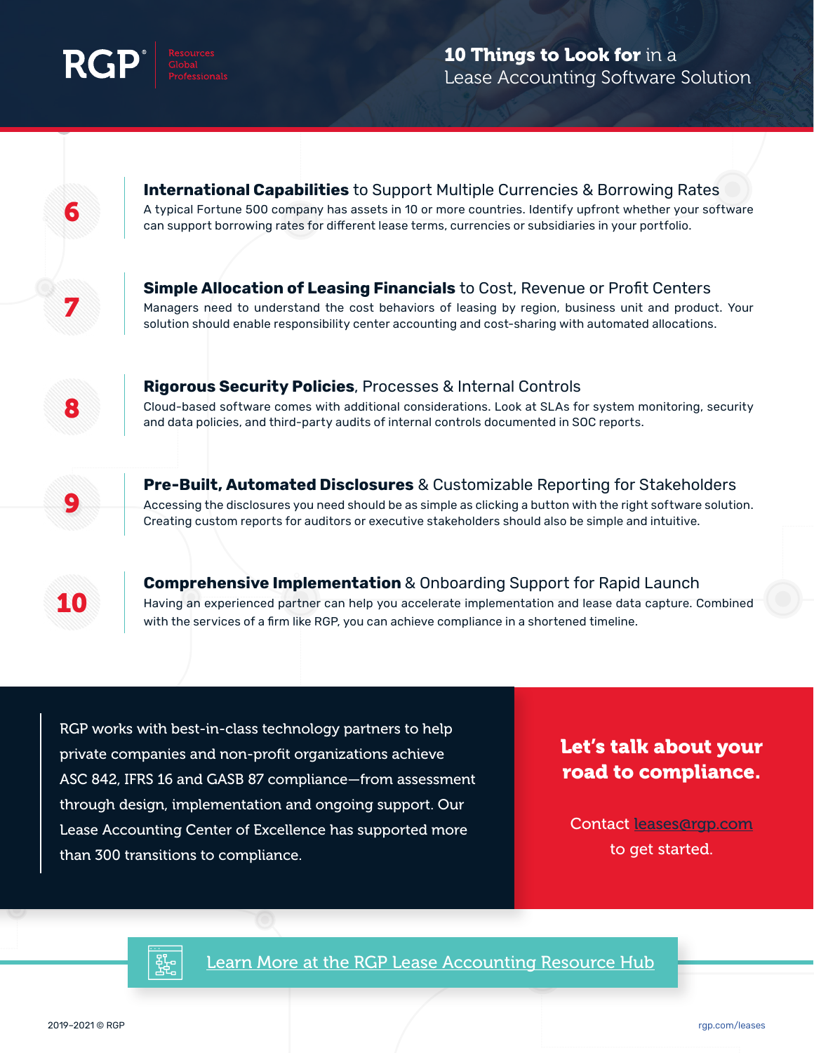RGP Resources Global Professionals

**10 Things to Look for** in a Lease Accounting Software Solution

## 6 **International Capabilities** to Support Multiple Currencies & Borrowing Rates

A typical Fortune 500 company has assets in 10 or more countries. Identify upfront whether your software can support borrowing rates for different lease terms, currencies or subsidiaries in your portfolio.

## 7 **Simple Allocation of Leasing Financials** to Cost, Revenue or Profit Centers

Managers need to understand the cost behaviors of leasing by region, business unit and product. Your solution should enable responsibility center accounting and cost-sharing with automated allocations.

## 8 **Rigorous Security Policies**, Processes & Internal Controls

Cloud-based software comes with additional considerations. Look at SLAs for system monitoring, security and data policies, and third-party audits of internal controls documented in SOC reports.

## 9 **Pre-Built, Automated Disclosures** & Customizable Reporting for Stakeholders

Accessing the disclosures you need should be as simple as clicking a button with the right software solution. Creating custom reports for auditors or executive stakeholders should also be simple and intuitive.

## 10 **Comprehensive Implementation** & Onboarding Support for Rapid Launch

Having an experienced partner can help you accelerate implementation and lease data capture. Combined with the services of a firm like RGP, you can achieve compliance in a shortened timeline.

RGP works with best-in-class technology partners to help private companies and non-profit organizations achieve ASC 842, IFRS 16 and GASB 87 compliance—from assessment through design, implementation and ongoing support. Our Lease Accounting Center of Excellence has supported more than 300 transitions to compliance.

**Let's talk about your road to compliance.**

Contact leases@rgp.com to get started.

Learn More at the RGP Lease Accounting Resource Hub

2019–2021 © RGP

rgp.com/leases